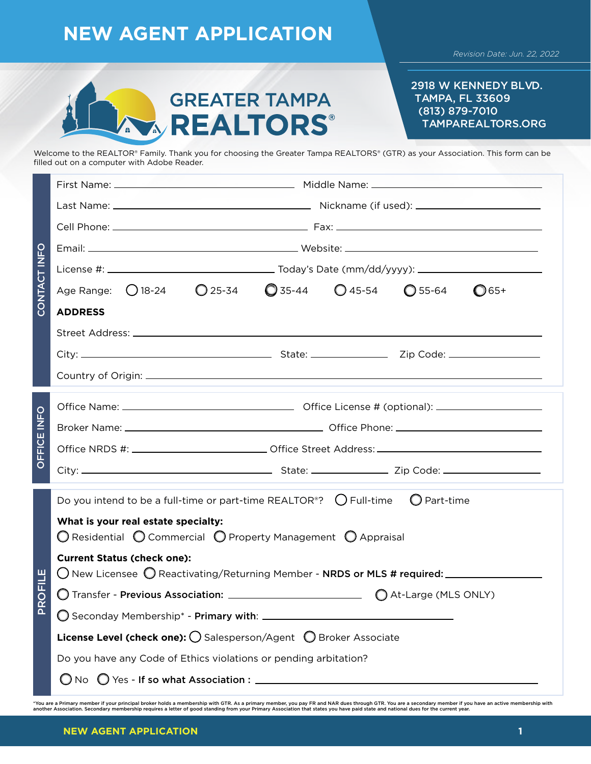# NEW AGENT APPLICATION

*Revision Date: Jun. 22, 2022*

## GREATER TAMPA REALTORS®

2918 W KENNEDY BLVD.
TAMPA, FL 33609
(813) 879-7010
TAMPAREALTORS.ORG

Welcome to the REALTOR® Family. Thank you for choosing the Greater Tampa REALTORS® (GTR) as your Association. This form can be filled out on a computer with Adobe Reader.

## CONTACT INFO

First Name: ______________________ Middle Name: ______________________

Last Name: ______________________ Nickname (if used): ______________________

Cell Phone: ______________________ Fax: ______________________

Email: ______________________ Website: ______________________

License #: ______________________ Today's Date (mm/dd/yyyy): ______________________

Age Range: ○ 18-24 ○ 25-34 ○ 35-44 ○ 45-54 ○ 55-64 ○ 65+

**ADDRESS**

Street Address: ______________________

City: ______________________ State: ____________ Zip Code: ____________

Country of Origin: ______________________

## OFFICE INFO

Office Name: ______________________ Office License # (optional): ______________________

Broker Name: ______________________ Office Phone: ______________________

Office NRDS #: ______________________ Office Street Address: ______________________

City: ______________________ State: ____________ Zip Code: ____________

## PROFILE

Do you intend to be a full-time or part-time REALTOR®? ○ Full-time ○ Part-time

**What is your real estate specialty:**

○ Residential ○ Commercial ○ Property Management ○ Appraisal

**Current Status (check one):**

○ New Licensee ○ Reactivating/Returning Member - **NRDS or MLS # required:** ____________

○ Transfer - **Previous Association:** ____________ ○ At-Large (MLS ONLY)

○ Seconday Membership* - **Primary with**: ____________

**License Level (check one):** ○ Salesperson/Agent ○ Broker Associate

Do you have any Code of Ethics violations or pending arbitration?

○ No ○ Yes - **If so what Association :** ____________

*You are a Primary member if your principal broker holds a membership with GTR. As a primary member, you pay FR and NAR dues through GTR. You are a secondary member if you have an active membership with another Association. Secondary membership requires a letter of good standing from your Primary Association that states you have paid state and national dues for the current year.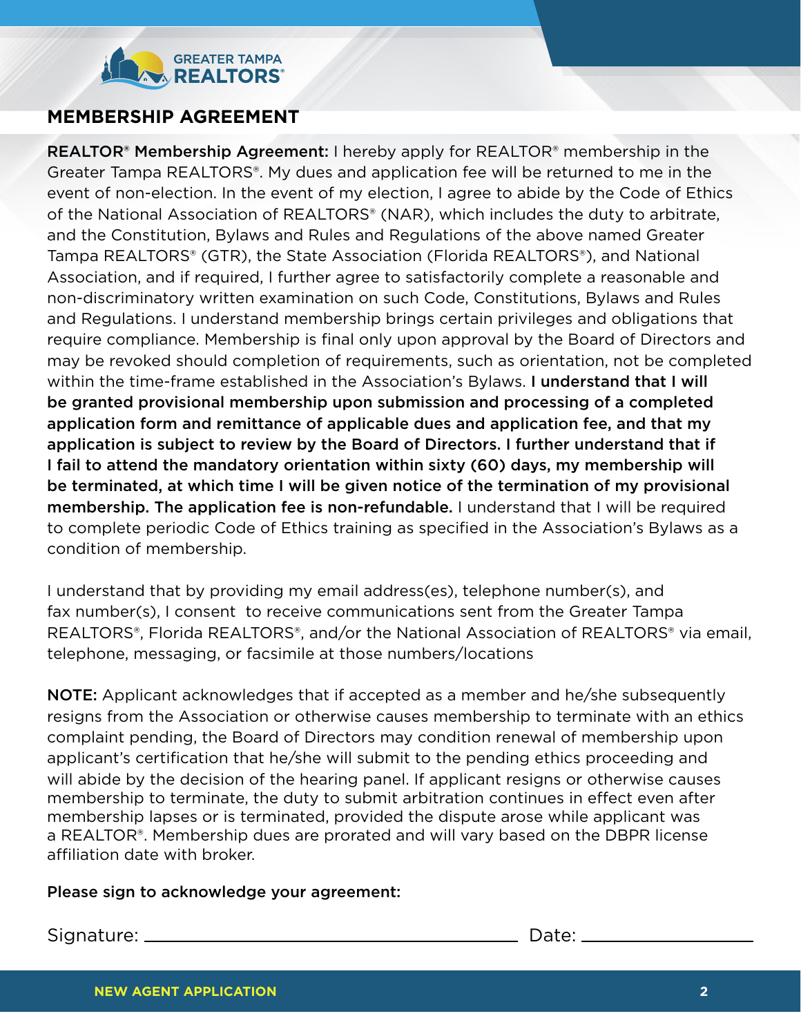## MEMBERSHIP AGREEMENT

**REALTOR® Membership Agreement:** I hereby apply for REALTOR® membership in the Greater Tampa REALTORS®. My dues and application fee will be returned to me in the event of non-election. In the event of my election, I agree to abide by the Code of Ethics of the National Association of REALTORS® (NAR), which includes the duty to arbitrate, and the Constitution, Bylaws and Rules and Regulations of the above named Greater Tampa REALTORS® (GTR), the State Association (Florida REALTORS®), and National Association, and if required, I further agree to satisfactorily complete a reasonable and non-discriminatory written examination on such Code, Constitutions, Bylaws and Rules and Regulations. I understand membership brings certain privileges and obligations that require compliance. Membership is final only upon approval by the Board of Directors and may be revoked should completion of requirements, such as orientation, not be completed within the time-frame established in the Association's Bylaws. **I understand that I will be granted provisional membership upon submission and processing of a completed application form and remittance of applicable dues and application fee, and that my application is subject to review by the Board of Directors. I further understand that if I fail to attend the mandatory orientation within sixty (60) days, my membership will be terminated, at which time I will be given notice of the termination of my provisional membership. The application fee is non-refundable.** I understand that I will be required to complete periodic Code of Ethics training as specified in the Association's Bylaws as a condition of membership.

I understand that by providing my email address(es), telephone number(s), and fax number(s), I consent to receive communications sent from the Greater Tampa REALTORS®, Florida REALTORS®, and/or the National Association of REALTORS® via email, telephone, messaging, or facsimile at those numbers/locations

**NOTE:** Applicant acknowledges that if accepted as a member and he/she subsequently resigns from the Association or otherwise causes membership to terminate with an ethics complaint pending, the Board of Directors may condition renewal of membership upon applicant's certification that he/she will submit to the pending ethics proceeding and will abide by the decision of the hearing panel. If applicant resigns or otherwise causes membership to terminate, the duty to submit arbitration continues in effect even after membership lapses or is terminated, provided the dispute arose while applicant was a REALTOR®. Membership dues are prorated and will vary based on the DBPR license affiliation date with broker.

**Please sign to acknowledge your agreement:**

Signature: ______________________________ Date: ________________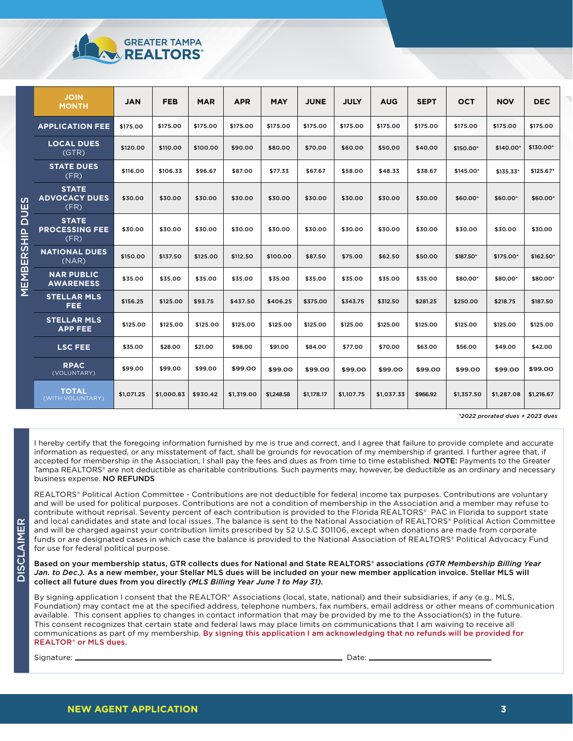GREATER TAMPA REALTORS®

## MEMBERSHIP DUES

| JOIN MONTH | JAN | FEB | MAR | APR | MAY | JUNE | JULY | AUG | SEPT | OCT | NOV | DEC |
|---|---|---|---|---|---|---|---|---|---|---|---|---|
| APPLICATION FEE | $175.00 | $175.00 | $175.00 | $175.00 | $175.00 | $175.00 | $175.00 | $175.00 | $175.00 | $175.00 | $175.00 | $175.00 |
| LOCAL DUES (GTR) | $120.00 | $110.00 | $100.00 | $90.00 | $80.00 | $70.00 | $60.00 | $50.00 | $40.00 | $150.00* | $140.00* | $130.00* |
| STATE DUES (FR) | $116.00 | $106.33 | $96.67 | $87.00 | $77.33 | $67.67 | $58.00 | $48.33 | $38.67 | $145.00* | $135.33* | $125.67* |
| STATE ADVOCACY DUES (FR) | $30.00 | $30.00 | $30.00 | $30.00 | $30.00 | $30.00 | $30.00 | $30.00 | $30.00 | $60.00* | $60.00* | $60.00* |
| STATE PROCESSING FEE (FR) | $30.00 | $30.00 | $30.00 | $30.00 | $30.00 | $30.00 | $30.00 | $30.00 | $30.00 | $30.00 | $30.00 | $30.00 |
| NATIONAL DUES (NAR) | $150.00 | $137.50 | $125.00 | $112.50 | $100.00 | $87.50 | $75.00 | $62.50 | $50.00 | $187.50* | $175.00* | $162.50* |
| NAR PUBLIC AWARENESS | $35.00 | $35.00 | $35.00 | $35.00 | $35.00 | $35.00 | $35.00 | $35.00 | $35.00 | $80.00* | $80.00* | $80.00* |
| STELLAR MLS FEE | $156.25 | $125.00 | $93.75 | $437.50 | $406.25 | $375.00 | $343.75 | $312.50 | $281.25 | $250.00 | $218.75 | $187.50 |
| STELLAR MLS APP FEE | $125.00 | $125.00 | $125.00 | $125.00 | $125.00 | $125.00 | $125.00 | $125.00 | $125.00 | $125.00 | $125.00 | $125.00 |
| LSC FEE | $35.00 | $28.00 | $21.00 | $98.00 | $91.00 | $84.00 | $77.00 | $70.00 | $63.00 | $56.00 | $49.00 | $42.00 |
| RPAC (VOLUNTARY) | $99.00 | $99.00 | $99.00 | $99.00 | $99.00 | $99.00 | $99.00 | $99.00 | $99.00 | $99.00 | $99.00 | $99.00 |
| TOTAL (WITH VOLUNTARY) | $1,071.25 | $1,000.83 | $930.42 | $1,319.00 | $1,248.58 | $1,178.17 | $1,107.75 | $1,037.33 | $966.92 | $1,357.50 | $1,287.08 | $1,216.67 |

*\*2022 prorated dues + 2023 dues*

## DISCLAIMER

I hereby certify that the foregoing information furnished by me is true and correct, and I agree that failure to provide complete and accurate information as requested, or any misstatement of fact, shall be grounds for revocation of my membership if granted. I further agree that, if accepted for membership in the Association, I shall pay the fees and dues as from time to time established. **NOTE:** Payments to the Greater Tampa REALTORS® are not deductible as charitable contributions. Such payments may, however, be deductible as an ordinary and necessary business expense. NO REFUNDS

REALTORS® Political Action Committee - Contributions are not deductible for federal income tax purposes. Contributions are voluntary and will be used for political purposes. Contributions are not a condition of membership in the Association and a member may refuse to contribute without reprisal. Seventy percent of each contribution is provided to the Florida REALTORS® PAC in Florida to support state and local candidates and state and local issues. The balance is sent to the National Association of REALTORS® Political Action Committee and will be charged against your contribution limits prescribed by 52 U.S.C 301106, except when donations are made from corporate funds or are designated cases in which case the balance is provided to the National Association of REALTORS® Political Advocacy Fund for use for federal political purpose.

**Based on your membership status, GTR collects dues for National and State REALTORS® associations *(GTR Membership Billing Year Jan. to Dec.).* As a new member, your Stellar MLS dues will be included on your new member application invoice. Stellar MLS will collect all future dues from you directly *(MLS Billing Year June 1 to May 31).***

By signing application I consent that the REALTOR® Associations (local, state, national) and their subsidiaries, if any (e.g., MLS, Foundation) may contact me at the specified address, telephone numbers, fax numbers, email address or other means of communication available. This consent applies to changes in contact information that may be provided by me to the Association(s) in the future. This consent recognizes that certain state and federal laws may place limits on communications that I am waiving to receive all communications as part of my membership. **By signing this application I am acknowledging that no refunds will be provided for REALTOR® or MLS dues.**

Signature: ______________________________ Date: ____________________

NEW AGENT APPLICATION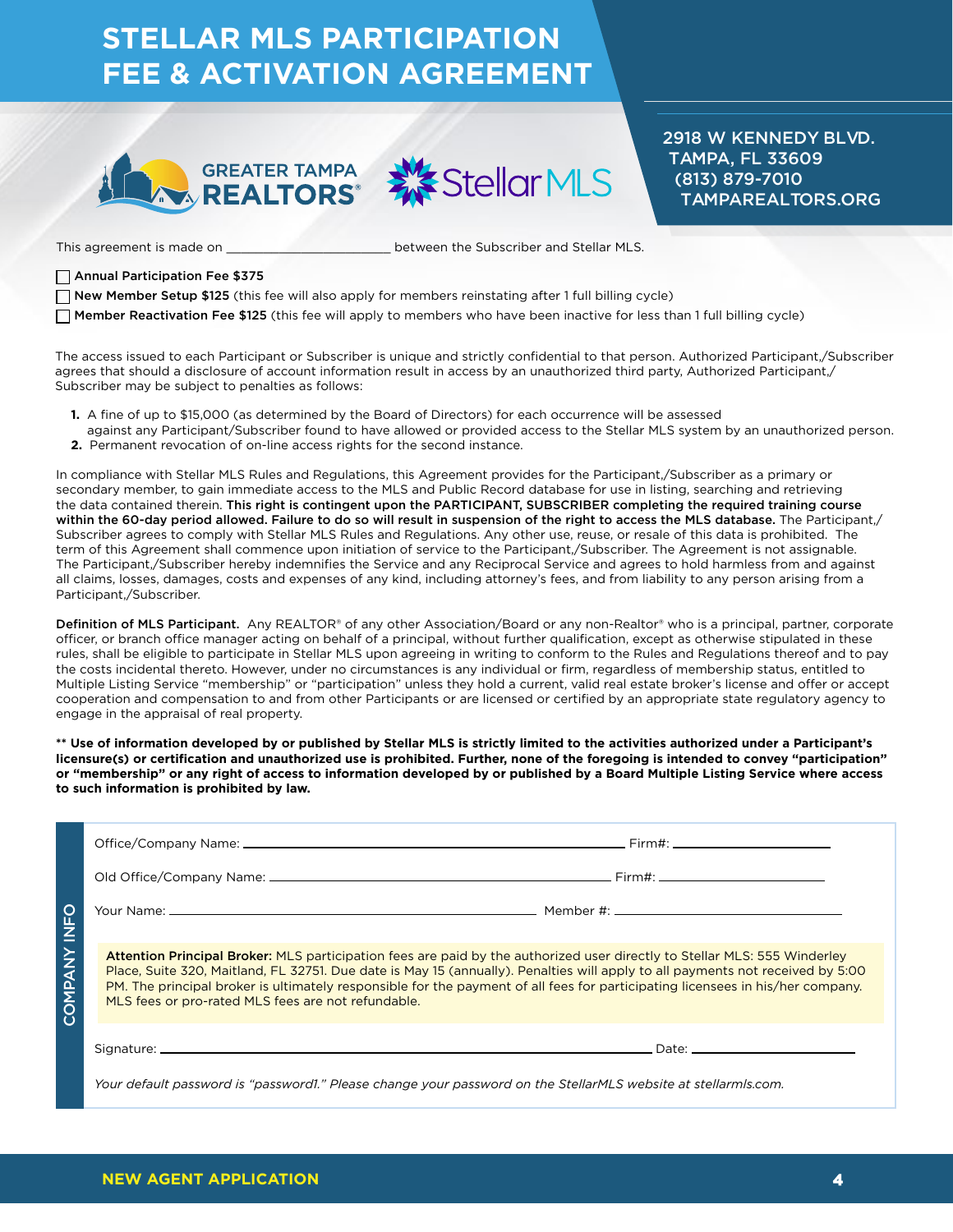# STELLAR MLS PARTICIPATION FEE & ACTIVATION AGREEMENT

GREATER TAMPA REALTORS®

StellarMLS

2918 W KENNEDY BLVD.
TAMPA, FL 33609
(813) 879-7010
TAMPAREALTORS.ORG

This agreement is made on ______________________ between the Subscriber and Stellar MLS.

☐ **Annual Participation Fee $375**

☐ **New Member Setup $125** (this fee will also apply for members reinstating after 1 full billing cycle)

☐ **Member Reactivation Fee $125** (this fee will apply to members who have been inactive for less than 1 full billing cycle)

The access issued to each Participant or Subscriber is unique and strictly confidential to that person. Authorized Participant,/Subscriber agrees that should a disclosure of account information result in access by an unauthorized third party, Authorized Participant,/ Subscriber may be subject to penalties as follows:

1. A fine of up to $15,000 (as determined by the Board of Directors) for each occurrence will be assessed against any Participant/Subscriber found to have allowed or provided access to the Stellar MLS system by an unauthorized person.
2. Permanent revocation of on-line access rights for the second instance.

In compliance with Stellar MLS Rules and Regulations, this Agreement provides for the Participant,/Subscriber as a primary or secondary member, to gain immediate access to the MLS and Public Record database for use in listing, searching and retrieving the data contained therein. **This right is contingent upon the PARTICIPANT, SUBSCRIBER completing the required training course within the 60-day period allowed. Failure to do so will result in suspension of the right to access the MLS database.** The Participant,/ Subscriber agrees to comply with Stellar MLS Rules and Regulations. Any other use, reuse, or resale of this data is prohibited. The term of this Agreement shall commence upon initiation of service to the Participant,/Subscriber. The Agreement is not assignable. The Participant,/Subscriber hereby indemnifies the Service and any Reciprocal Service and agrees to hold harmless from and against all claims, losses, damages, costs and expenses of any kind, including attorney's fees, and from liability to any person arising from a Participant,/Subscriber.

**Definition of MLS Participant.** Any REALTOR® of any other Association/Board or any non-Realtor® who is a principal, partner, corporate officer, or branch office manager acting on behalf of a principal, without further qualification, except as otherwise stipulated in these rules, shall be eligible to participate in Stellar MLS upon agreeing in writing to conform to the Rules and Regulations thereof and to pay the costs incidental thereto. However, under no circumstances is any individual or firm, regardless of membership status, entitled to Multiple Listing Service "membership" or "participation" unless they hold a current, valid real estate broker's license and offer or accept cooperation and compensation to and from other Participants or are licensed or certified by an appropriate state regulatory agency to engage in the appraisal of real property.

**** Use of information developed by or published by Stellar MLS is strictly limited to the activities authorized under a Participant's licensure(s) or certification and unauthorized use is prohibited. Further, none of the foregoing is intended to convey "participation" or "membership" or any right of access to information developed by or published by a Board Multiple Listing Service where access to such information is prohibited by law.**

## COMPANY INFO

Office/Company Name: ______________________________ Firm#: ______________

Old Office/Company Name: ______________________________ Firm#: ______________

Your Name: ______________________________ Member #: ______________

**Attention Principal Broker:** MLS participation fees are paid by the authorized user directly to Stellar MLS: 555 Winderley Place, Suite 320, Maitland, FL 32751. Due date is May 15 (annually). Penalties will apply to all payments not received by 5:00 PM. The principal broker is ultimately responsible for the payment of all fees for participating licensees in his/her company. MLS fees or pro-rated MLS fees are not refundable.

Signature: ______________________________ Date: ______________

*Your default password is "password1." Please change your password on the StellarMLS website at stellarmls.com.*

NEW AGENT APPLICATION